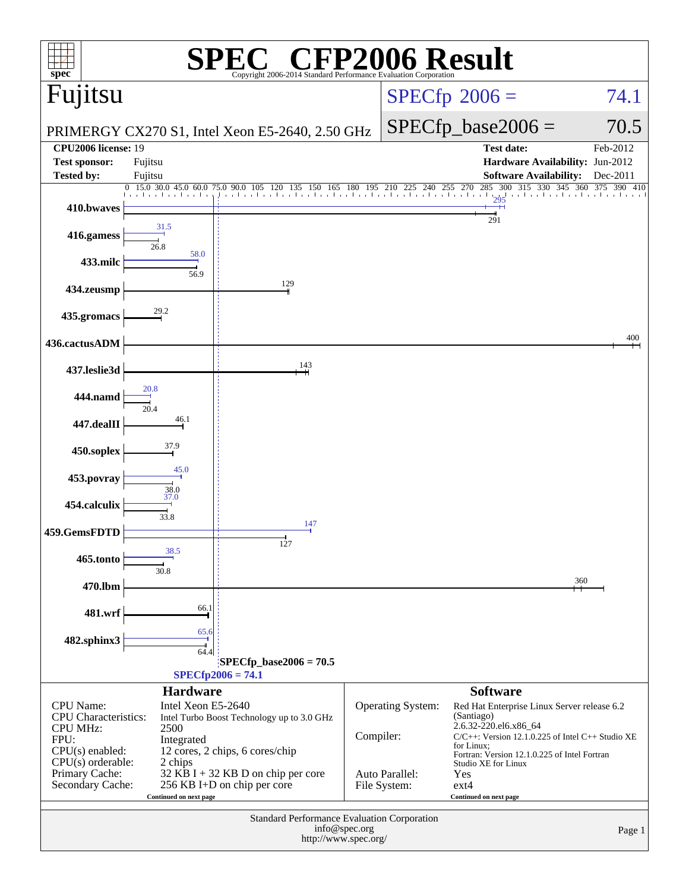# SPEC CFP2006 Result

Copyright 2006-2014 Standard Performance Evaluation Corporation

## Fujitsu

PRIMERGY CX270 S1, Intel Xeon E5-2640, 2.50 GHz

SPECfp 2006 = 74.1

SPECfp_base2006 = 70.5

| | | | |
|---|---|---|---|
| **CPU2006 license:** | 19 | **Test date:** | Feb-2012 |
| **Test sponsor:** | Fujitsu | **Hardware Availability:** | Jun-2012 |
| **Tested by:** | Fujitsu | **Software Availability:** | Dec-2011 |

| Benchmark | Peak | Base |
|---|---|---|
| 410.bwaves | 295 | 291 |
| 416.gamess | 31.5 | 26.8 |
| 433.milc | 58.0 | 56.9 |
| 434.zeusmp | | 129 |
| 435.gromacs | | 29.2 |
| 436.cactusADM | | 400 |
| 437.leslie3d | | 143 |
| 444.namd | 20.8 | 20.4 |
| 447.dealII | | 46.1 |
| 450.soplex | | 37.9 |
| 453.povray | 45.0 | 38.0 |
| 454.calculix | 37.0 | 33.8 |
| 459.GemsFDTD | 147 | 127 |
| 465.tonto | 38.5 | 30.8 |
| 470.lbm | | 360 |
| 481.wrf | | 66.1 |
| 482.sphinx3 | 65.6 | 64.4 |

SPECfp_base2006 = 70.5

SPECfp2006 = 74.1

### Hardware

| | |
|---|---|
| CPU Name: | Intel Xeon E5-2640 |
| CPU Characteristics: | Intel Turbo Boost Technology up to 3.0 GHz |
| CPU MHz: | 2500 |
| FPU: | Integrated |
| CPU(s) enabled: | 12 cores, 2 chips, 6 cores/chip |
| CPU(s) orderable: | 2 chips |
| Primary Cache: | 32 KB I + 32 KB D on chip per core |
| Secondary Cache: | 256 KB I+D on chip per core |

Continued on next page

### Software

| | |
|---|---|
| Operating System: | Red Hat Enterprise Linux Server release 6.2 (Santiago) 2.6.32-220.el6.x86_64 |
| Compiler: | C/C++: Version 12.1.0.225 of Intel C++ Studio XE for Linux; Fortran: Version 12.1.0.225 of Intel Fortran Studio XE for Linux |
| Auto Parallel: | Yes |
| File System: | ext4 |

Continued on next page

Standard Performance Evaluation Corporation
info@spec.org
http://www.spec.org/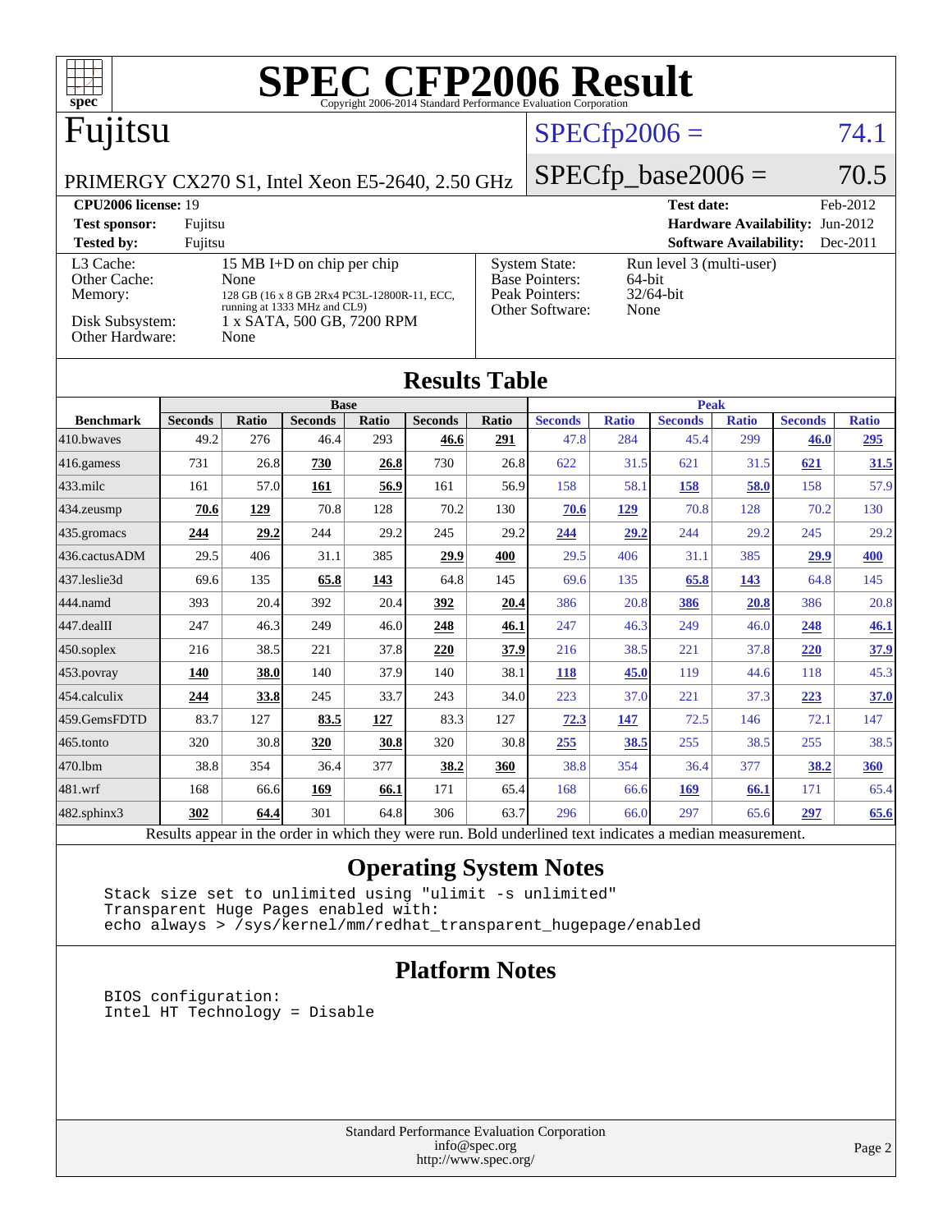# SPEC CFP2006 Result

Copyright 2006-2014 Standard Performance Evaluation Corporation

## Fujitsu

PRIMERGY CX270 S1, Intel Xeon E5-2640, 2.50 GHz

SPECfp2006 = 74.1

SPECfp_base2006 = 70.5

**CPU2006 license:** 19
**Test sponsor:** Fujitsu
**Tested by:** Fujitsu

**Test date:** Feb-2012
**Hardware Availability:** Jun-2012
**Software Availability:** Dec-2011

| | |
|---|---|
| L3 Cache: | 15 MB I+D on chip per chip |
| Other Cache: | None |
| Memory: | 128 GB (16 x 8 GB 2Rx4 PC3L-12800R-11, ECC, running at 1333 MHz and CL9) |
| Disk Subsystem: | 1 x SATA, 500 GB, 7200 RPM |
| Other Hardware: | None |

| | |
|---|---|
| System State: | Run level 3 (multi-user) |
| Base Pointers: | 64-bit |
| Peak Pointers: | 32/64-bit |
| Other Software: | None |

## Results Table

| Benchmark | Base | | | | | | Peak | | | | | |
|---|---|---|---|---|---|---|---|---|---|---|---|---|
| | Seconds | Ratio | Seconds | Ratio | Seconds | Ratio | Seconds | Ratio | Seconds | Ratio | Seconds | Ratio |
| 410.bwaves | 49.2 | 276 | 46.4 | 293 | **46.6** | **291** | 47.8 | 284 | 45.4 | 299 | **46.0** | **295** |
| 416.gamess | 731 | 26.8 | **730** | **26.8** | 730 | 26.8 | 622 | 31.5 | 621 | 31.5 | **621** | **31.5** |
| 433.milc | 161 | 57.0 | **161** | **56.9** | 161 | 56.9 | 158 | 58.1 | **158** | **58.0** | 158 | 57.9 |
| 434.zeusmp | **70.6** | **129** | 70.8 | 128 | 70.2 | 130 | **70.6** | **129** | 70.8 | 128 | 70.2 | 130 |
| 435.gromacs | **244** | **29.2** | 244 | 29.2 | 245 | 29.2 | **244** | **29.2** | 244 | 29.2 | 245 | 29.2 |
| 436.cactusADM | 29.5 | 406 | 31.1 | 385 | **29.9** | **400** | 29.5 | 406 | 31.1 | 385 | **29.9** | **400** |
| 437.leslie3d | 69.6 | 135 | **65.8** | **143** | 64.8 | 145 | 69.6 | 135 | **65.8** | **143** | 64.8 | 145 |
| 444.namd | 393 | 20.4 | 392 | 20.4 | **392** | **20.4** | 386 | 20.8 | **386** | **20.8** | 386 | 20.8 |
| 447.dealII | 247 | 46.3 | 249 | 46.0 | **248** | **46.1** | 247 | 46.3 | 249 | 46.0 | **248** | **46.1** |
| 450.soplex | 216 | 38.5 | 221 | 37.8 | **220** | **37.9** | 216 | 38.5 | 221 | 37.8 | **220** | **37.9** |
| 453.povray | **140** | **38.0** | 140 | 37.9 | 140 | 38.1 | **118** | **45.0** | 119 | 44.6 | 118 | 45.3 |
| 454.calculix | **244** | **33.8** | 245 | 33.7 | 243 | 34.0 | 223 | 37.0 | 221 | 37.3 | **223** | **37.0** |
| 459.GemsFDTD | 83.7 | 127 | **83.5** | **127** | 83.3 | 127 | **72.3** | **147** | 72.5 | 146 | 72.1 | 147 |
| 465.tonto | 320 | 30.8 | **320** | **30.8** | 320 | 30.8 | **255** | **38.5** | 255 | 38.5 | 255 | 38.5 |
| 470.lbm | 38.8 | 354 | 36.4 | 377 | **38.2** | **360** | 38.8 | 354 | 36.4 | 377 | **38.2** | **360** |
| 481.wrf | 168 | 66.6 | **169** | **66.1** | 171 | 65.4 | 168 | 66.6 | **169** | **66.1** | 171 | 65.4 |
| 482.sphinx3 | **302** | **64.4** | 301 | 64.8 | 306 | 63.7 | 296 | 66.0 | 297 | 65.6 | **297** | **65.6** |

Results appear in the order in which they were run. Bold underlined text indicates a median measurement.

## Operating System Notes

```
Stack size set to unlimited using "ulimit -s unlimited"
Transparent Huge Pages enabled with:
echo always > /sys/kernel/mm/redhat_transparent_hugepage/enabled
```

## Platform Notes

```
BIOS configuration:
Intel HT Technology = Disable
```

Standard Performance Evaluation Corporation
info@spec.org
http://www.spec.org/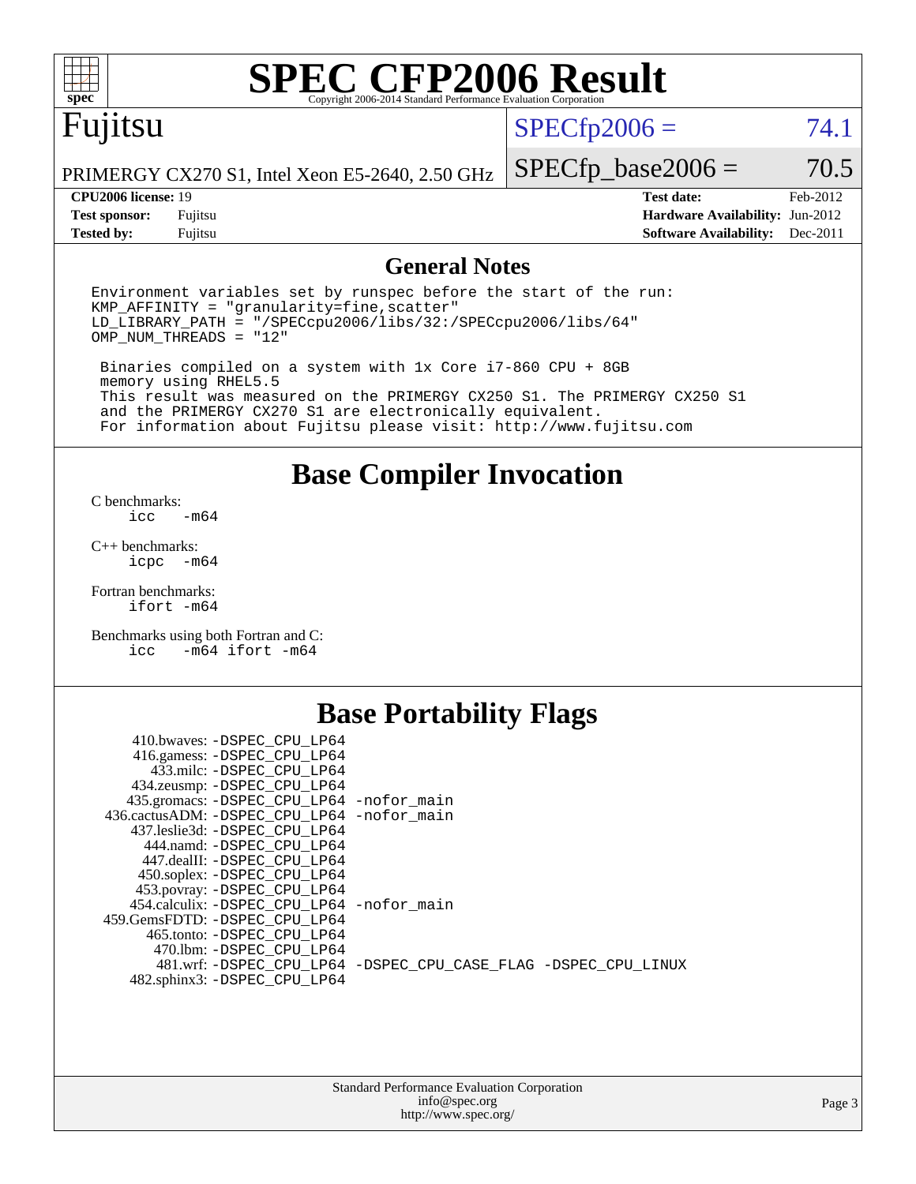# SPEC CFP2006 Result

Copyright 2006-2014 Standard Performance Evaluation Corporation

**Fujitsu**

PRIMERGY CX270 S1, Intel Xeon E5-2640, 2.50 GHz

SPECfp2006 = 74.1

SPECfp_base2006 = 70.5

| | | | |
|---|---|---|---|
| **CPU2006 license:** | 19 | **Test date:** | Feb-2012 |
| **Test sponsor:** | Fujitsu | **Hardware Availability:** | Jun-2012 |
| **Tested by:** | Fujitsu | **Software Availability:** | Dec-2011 |

## General Notes

```
Environment variables set by runspec before the start of the run:
KMP_AFFINITY = "granularity=fine,scatter"
LD_LIBRARY_PATH = "/SPECcpu2006/libs/32:/SPECcpu2006/libs/64"
OMP_NUM_THREADS = "12"

 Binaries compiled on a system with 1x Core i7-860 CPU + 8GB
 memory using RHEL5.5
 This result was measured on the PRIMERGY CX250 S1. The PRIMERGY CX250 S1
 and the PRIMERGY CX270 S1 are electronically equivalent.
 For information about Fujitsu please visit: http://www.fujitsu.com
```

## Base Compiler Invocation

C benchmarks:
```
icc  -m64
```

C++ benchmarks:
```
icpc -m64
```

Fortran benchmarks:
```
ifort -m64
```

Benchmarks using both Fortran and C:
```
icc  -m64 ifort -m64
```

## Base Portability Flags

```
   410.bwaves: -DSPEC_CPU_LP64
   416.gamess: -DSPEC_CPU_LP64
     433.milc: -DSPEC_CPU_LP64
   434.zeusmp: -DSPEC_CPU_LP64
  435.gromacs: -DSPEC_CPU_LP64 -nofor_main
436.cactusADM: -DSPEC_CPU_LP64 -nofor_main
  437.leslie3d: -DSPEC_CPU_LP64
     444.namd: -DSPEC_CPU_LP64
   447.dealII: -DSPEC_CPU_LP64
   450.soplex: -DSPEC_CPU_LP64
   453.povray: -DSPEC_CPU_LP64
  454.calculix: -DSPEC_CPU_LP64 -nofor_main
459.GemsFDTD: -DSPEC_CPU_LP64
    465.tonto: -DSPEC_CPU_LP64
      470.lbm: -DSPEC_CPU_LP64
      481.wrf: -DSPEC_CPU_LP64 -DSPEC_CPU_CASE_FLAG -DSPEC_CPU_LINUX
  482.sphinx3: -DSPEC_CPU_LP64
```

Standard Performance Evaluation Corporation
info@spec.org
http://www.spec.org/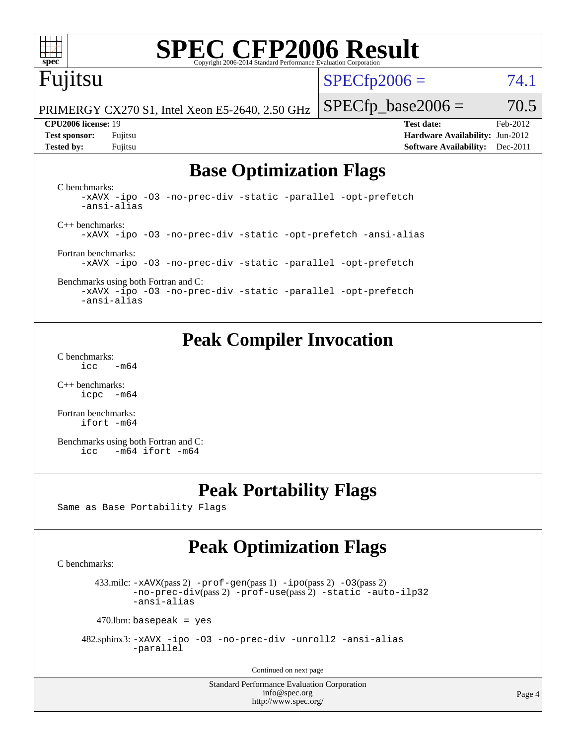# SPEC CFP2006 Result

Copyright 2006-2014 Standard Performance Evaluation Corporation

**Fujitsu**

PRIMERGY CX270 S1, Intel Xeon E5-2640, 2.50 GHz

SPECfp2006 = 74.1

SPECfp_base2006 = 70.5

| | | | |
|---|---|---|---|
| **CPU2006 license:** 19 | | **Test date:** | Feb-2012 |
| **Test sponsor:** | Fujitsu | **Hardware Availability:** | Jun-2012 |
| **Tested by:** | Fujitsu | **Software Availability:** | Dec-2011 |

## Base Optimization Flags

C benchmarks:

```
-xAVX -ipo -O3 -no-prec-div -static -parallel -opt-prefetch
-ansi-alias
```

C++ benchmarks:

```
-xAVX -ipo -O3 -no-prec-div -static -opt-prefetch -ansi-alias
```

Fortran benchmarks:

```
-xAVX -ipo -O3 -no-prec-div -static -parallel -opt-prefetch
```

Benchmarks using both Fortran and C:

```
-xAVX -ipo -O3 -no-prec-div -static -parallel -opt-prefetch
-ansi-alias
```

## Peak Compiler Invocation

C benchmarks:

```
icc  -m64
```

C++ benchmarks:

```
icpc -m64
```

Fortran benchmarks:

```
ifort -m64
```

Benchmarks using both Fortran and C:

```
icc  -m64 ifort -m64
```

## Peak Portability Flags

Same as Base Portability Flags

## Peak Optimization Flags

C benchmarks:

433.milc: -xAVX(pass 2) -prof-gen(pass 1) -ipo(pass 2) -O3(pass 2) -no-prec-div(pass 2) -prof-use(pass 2) -static -auto-ilp32 -ansi-alias

470.lbm: basepeak = yes

482.sphinx3: -xAVX -ipo -O3 -no-prec-div -unroll2 -ansi-alias -parallel

Continued on next page

Standard Performance Evaluation Corporation
info@spec.org
http://www.spec.org/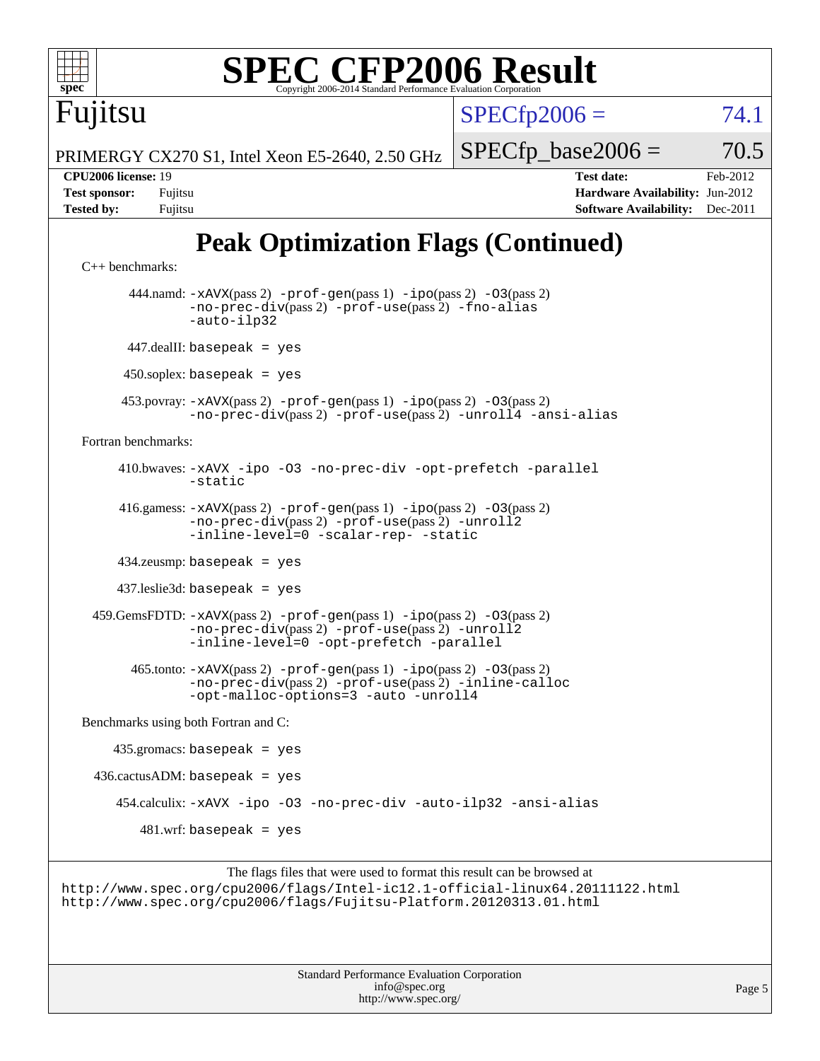# SPEC CFP2006 Result

Copyright 2006-2014 Standard Performance Evaluation Corporation

**Fujitsu**

PRIMERGY CX270 S1, Intel Xeon E5-2640, 2.50 GHz

SPECfp2006 = 74.1

SPECfp_base2006 = 70.5

| | | | |
|---|---|---|---|
| **CPU2006 license:** 19 | | **Test date:** | Feb-2012 |
| **Test sponsor:** | Fujitsu | **Hardware Availability:** | Jun-2012 |
| **Tested by:** | Fujitsu | **Software Availability:** | Dec-2011 |

## Peak Optimization Flags (Continued)

C++ benchmarks:

444.namd: `-xAVX`(pass 2) `-prof-gen`(pass 1) `-ipo`(pass 2) `-O3`(pass 2) `-no-prec-div`(pass 2) `-prof-use`(pass 2) `-fno-alias` `-auto-ilp32`

447.dealII: `basepeak = yes`

450.soplex: `basepeak = yes`

453.povray: `-xAVX`(pass 2) `-prof-gen`(pass 1) `-ipo`(pass 2) `-O3`(pass 2) `-no-prec-div`(pass 2) `-prof-use`(pass 2) `-unroll4` `-ansi-alias`

Fortran benchmarks:

410.bwaves: `-xAVX -ipo -O3 -no-prec-div -opt-prefetch -parallel -static`

416.gamess: `-xAVX`(pass 2) `-prof-gen`(pass 1) `-ipo`(pass 2) `-O3`(pass 2) `-no-prec-div`(pass 2) `-prof-use`(pass 2) `-unroll2` `-inline-level=0 -scalar-rep- -static`

434.zeusmp: `basepeak = yes`

437.leslie3d: `basepeak = yes`

459.GemsFDTD: `-xAVX`(pass 2) `-prof-gen`(pass 1) `-ipo`(pass 2) `-O3`(pass 2) `-no-prec-div`(pass 2) `-prof-use`(pass 2) `-unroll2` `-inline-level=0 -opt-prefetch -parallel`

465.tonto: `-xAVX`(pass 2) `-prof-gen`(pass 1) `-ipo`(pass 2) `-O3`(pass 2) `-no-prec-div`(pass 2) `-prof-use`(pass 2) `-inline-calloc` `-opt-malloc-options=3 -auto -unroll4`

Benchmarks using both Fortran and C:

435.gromacs: `basepeak = yes`

436.cactusADM: `basepeak = yes`

454.calculix: `-xAVX -ipo -O3 -no-prec-div -auto-ilp32 -ansi-alias`

481.wrf: `basepeak = yes`

The flags files that were used to format this result can be browsed at
http://www.spec.org/cpu2006/flags/Intel-ic12.1-official-linux64.20111122.html
http://www.spec.org/cpu2006/flags/Fujitsu-Platform.20120313.01.html

Standard Performance Evaluation Corporation
info@spec.org
http://www.spec.org/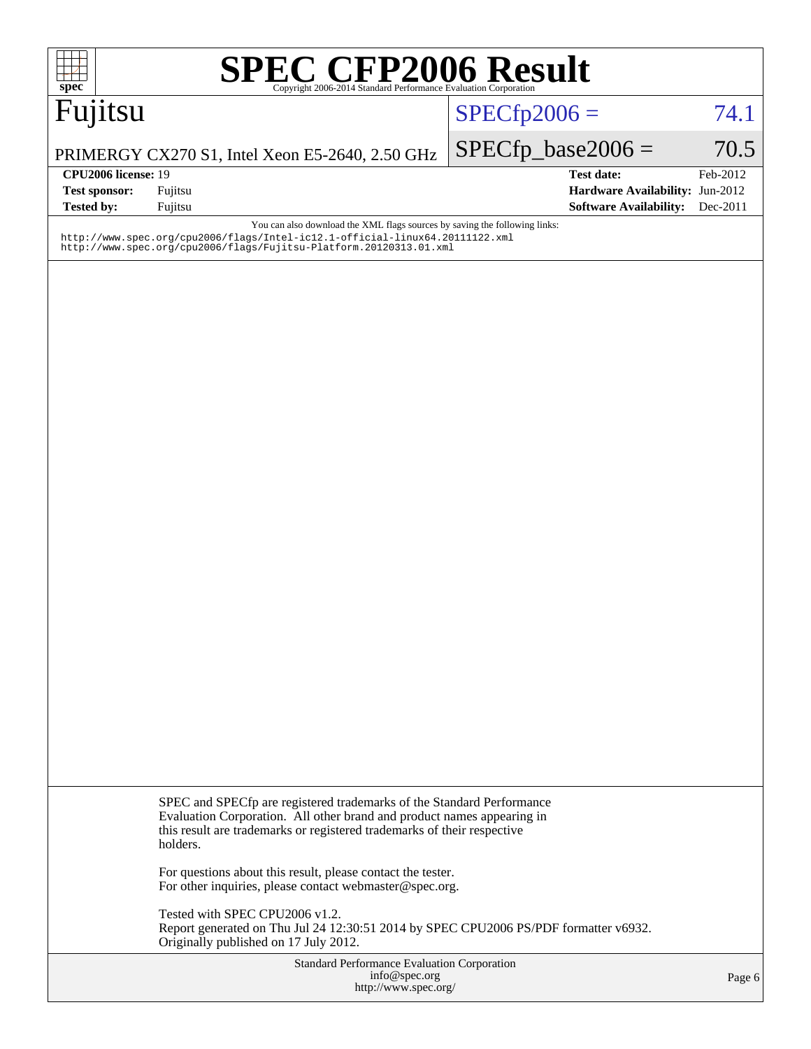# SPEC CFP2006 Result

Copyright 2006-2014 Standard Performance Evaluation Corporation

## Fujitsu

PRIMERGY CX270 S1, Intel Xeon E5-2640, 2.50 GHz

SPECfp2006 = 74.1

SPECfp_base2006 = 70.5

| | | | |
|---|---|---|---|
| **CPU2006 license:** | 19 | **Test date:** | Feb-2012 |
| **Test sponsor:** | Fujitsu | **Hardware Availability:** | Jun-2012 |
| **Tested by:** | Fujitsu | **Software Availability:** | Dec-2011 |

You can also download the XML flags sources by saving the following links:

```
http://www.spec.org/cpu2006/flags/Intel-ic12.1-official-linux64.20111122.xml
http://www.spec.org/cpu2006/flags/Fujitsu-Platform.20120313.01.xml
```

SPEC and SPECfp are registered trademarks of the Standard Performance Evaluation Corporation. All other brand and product names appearing in this result are trademarks or registered trademarks of their respective holders.

For questions about this result, please contact the tester.
For other inquiries, please contact webmaster@spec.org.

Tested with SPEC CPU2006 v1.2.
Report generated on Thu Jul 24 12:30:51 2014 by SPEC CPU2006 PS/PDF formatter v6932.
Originally published on 17 July 2012.

Standard Performance Evaluation Corporation
info@spec.org
http://www.spec.org/